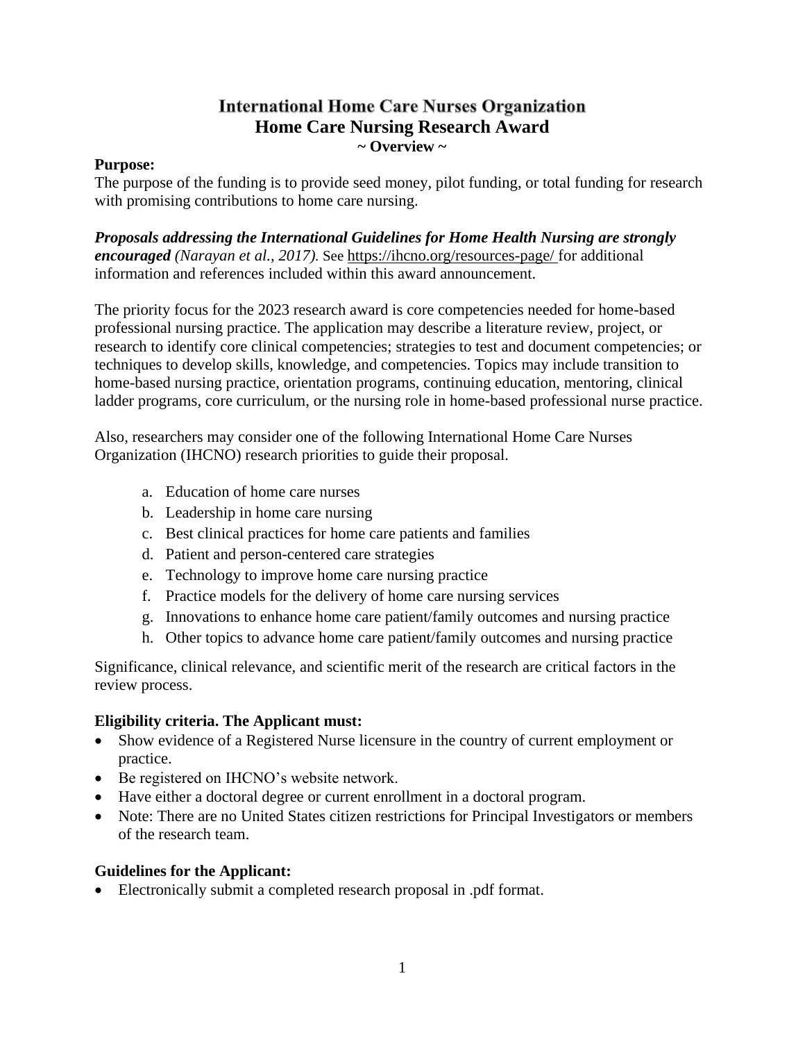# International Home Care Nurses Organization

## Home Care Nursing Research Award

**~ Overview ~**

**Purpose:**

The purpose of the funding is to provide seed money, pilot funding, or total funding for research with promising contributions to home care nursing.

***Proposals addressing the International Guidelines for Home Health Nursing are strongly encouraged*** *(Narayan et al., 2017).* See https://ihcno.org/resources-page/ for additional information and references included within this award announcement.

The priority focus for the 2023 research award is core competencies needed for home-based professional nursing practice. The application may describe a literature review, project, or research to identify core clinical competencies; strategies to test and document competencies; or techniques to develop skills, knowledge, and competencies. Topics may include transition to home-based nursing practice, orientation programs, continuing education, mentoring, clinical ladder programs, core curriculum, or the nursing role in home-based professional nurse practice.

Also, researchers may consider one of the following International Home Care Nurses Organization (IHCNO) research priorities to guide their proposal.

a. Education of home care nurses
b. Leadership in home care nursing
c. Best clinical practices for home care patients and families
d. Patient and person-centered care strategies
e. Technology to improve home care nursing practice
f. Practice models for the delivery of home care nursing services
g. Innovations to enhance home care patient/family outcomes and nursing practice
h. Other topics to advance home care patient/family outcomes and nursing practice

Significance, clinical relevance, and scientific merit of the research are critical factors in the review process.

**Eligibility criteria. The Applicant must:**

- Show evidence of a Registered Nurse licensure in the country of current employment or practice.
- Be registered on IHCNO's website network.
- Have either a doctoral degree or current enrollment in a doctoral program.
- Note: There are no United States citizen restrictions for Principal Investigators or members of the research team.

**Guidelines for the Applicant:**

- Electronically submit a completed research proposal in .pdf format.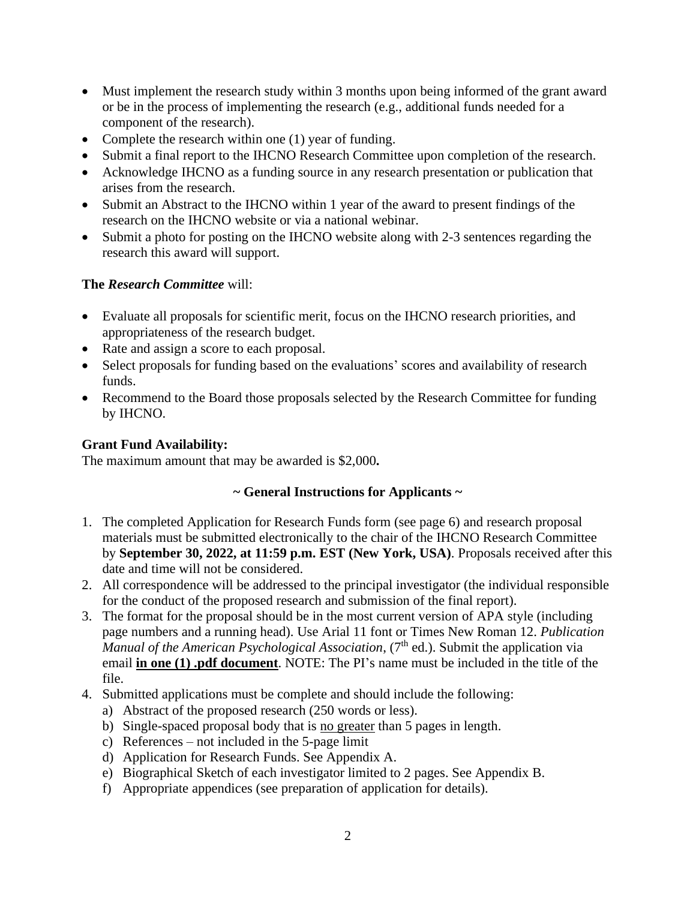- Must implement the research study within 3 months upon being informed of the grant award or be in the process of implementing the research (e.g., additional funds needed for a component of the research).
- Complete the research within one (1) year of funding.
- Submit a final report to the IHCNO Research Committee upon completion of the research.
- Acknowledge IHCNO as a funding source in any research presentation or publication that arises from the research.
- Submit an Abstract to the IHCNO within 1 year of the award to present findings of the research on the IHCNO website or via a national webinar.
- Submit a photo for posting on the IHCNO website along with 2-3 sentences regarding the research this award will support.

**The *Research Committee*** will:

- Evaluate all proposals for scientific merit, focus on the IHCNO research priorities, and appropriateness of the research budget.
- Rate and assign a score to each proposal.
- Select proposals for funding based on the evaluations' scores and availability of research funds.
- Recommend to the Board those proposals selected by the Research Committee for funding by IHCNO.

**Grant Fund Availability:**

The maximum amount that may be awarded is $2,000**.**

## ~ General Instructions for Applicants ~

1. The completed Application for Research Funds form (see page 6) and research proposal materials must be submitted electronically to the chair of the IHCNO Research Committee by **September 30, 2022, at 11:59 p.m. EST (New York, USA)**. Proposals received after this date and time will not be considered.
2. All correspondence will be addressed to the principal investigator (the individual responsible for the conduct of the proposed research and submission of the final report).
3. The format for the proposal should be in the most current version of APA style (including page numbers and a running head). Use Arial 11 font or Times New Roman 12. *Publication Manual of the American Psychological Association*, (7th ed.). Submit the application via email **<u>in one (1) .pdf document</u>**. NOTE: The PI's name must be included in the title of the file.
4. Submitted applications must be complete and should include the following:
   a) Abstract of the proposed research (250 words or less).
   b) Single-spaced proposal body that is <u>no greater</u> than 5 pages in length.
   c) References – not included in the 5-page limit
   d) Application for Research Funds. See Appendix A.
   e) Biographical Sketch of each investigator limited to 2 pages. See Appendix B.
   f) Appropriate appendices (see preparation of application for details).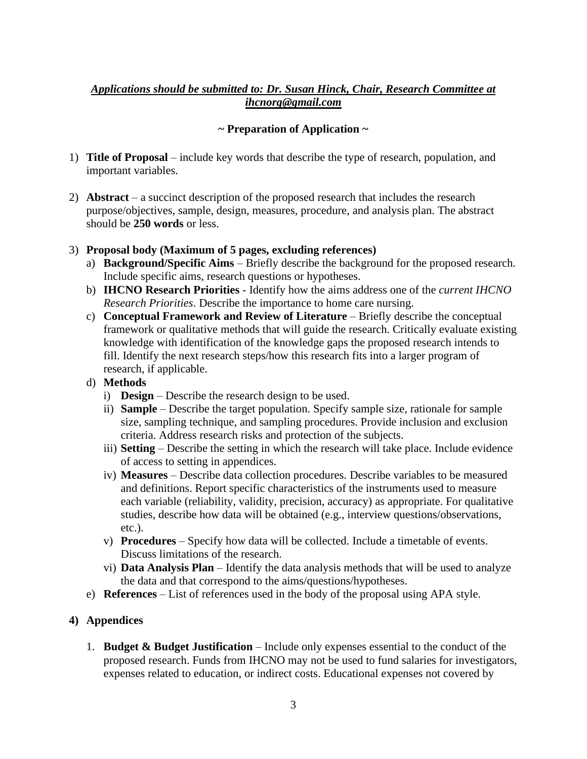***<u>Applications should be submitted to: Dr. Susan Hinck, Chair, Research Committee at ihcnorg@gmail.com</u>***

**~ Preparation of Application ~**

1) **Title of Proposal** – include key words that describe the type of research, population, and important variables.

2) **Abstract** – a succinct description of the proposed research that includes the research purpose/objectives, sample, design, measures, procedure, and analysis plan. The abstract should be **250 words** or less.

3) **Proposal body (Maximum of 5 pages, excluding references)**
   a) **Background/Specific Aims** – Briefly describe the background for the proposed research. Include specific aims, research questions or hypotheses.
   b) **IHCNO Research Priorities** - Identify how the aims address one of the *current IHCNO Research Priorities*. Describe the importance to home care nursing.
   c) **Conceptual Framework and Review of Literature** – Briefly describe the conceptual framework or qualitative methods that will guide the research. Critically evaluate existing knowledge with identification of the knowledge gaps the proposed research intends to fill. Identify the next research steps/how this research fits into a larger program of research, if applicable.
   d) **Methods**
      i) **Design** – Describe the research design to be used.
      ii) **Sample** – Describe the target population. Specify sample size, rationale for sample size, sampling technique, and sampling procedures. Provide inclusion and exclusion criteria. Address research risks and protection of the subjects.
      iii) **Setting** – Describe the setting in which the research will take place. Include evidence of access to setting in appendices.
      iv) **Measures** – Describe data collection procedures. Describe variables to be measured and definitions. Report specific characteristics of the instruments used to measure each variable (reliability, validity, precision, accuracy) as appropriate. For qualitative studies, describe how data will be obtained (e.g., interview questions/observations, etc.).
      v) **Procedures** – Specify how data will be collected. Include a timetable of events. Discuss limitations of the research.
      vi) **Data Analysis Plan** – Identify the data analysis methods that will be used to analyze the data and that correspond to the aims/questions/hypotheses.
   e) **References** – List of references used in the body of the proposal using APA style.

**4) Appendices**

1. **Budget & Budget Justification** – Include only expenses essential to the conduct of the proposed research. Funds from IHCNO may not be used to fund salaries for investigators, expenses related to education, or indirect costs. Educational expenses not covered by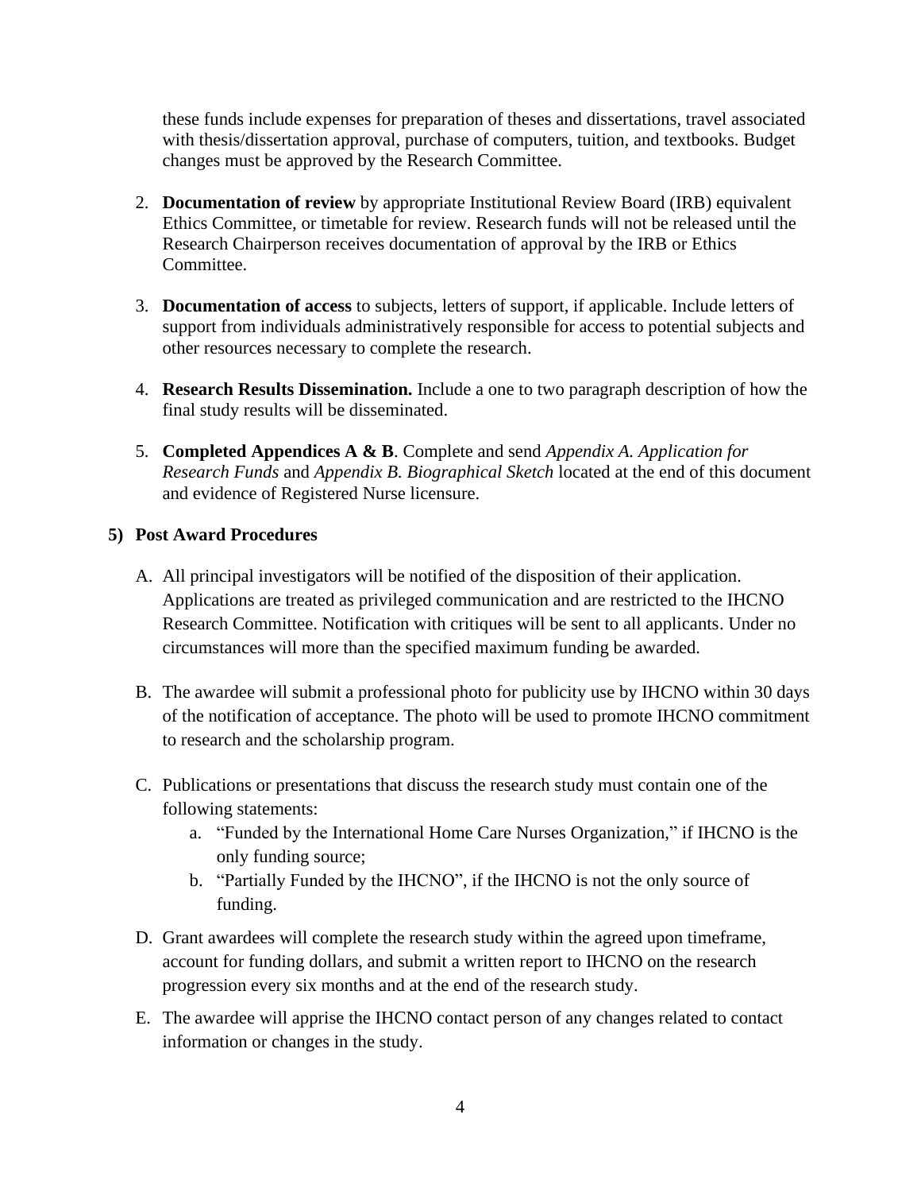these funds include expenses for preparation of theses and dissertations, travel associated with thesis/dissertation approval, purchase of computers, tuition, and textbooks. Budget changes must be approved by the Research Committee.

2. **Documentation of review** by appropriate Institutional Review Board (IRB) equivalent Ethics Committee, or timetable for review. Research funds will not be released until the Research Chairperson receives documentation of approval by the IRB or Ethics Committee.

3. **Documentation of access** to subjects, letters of support, if applicable. Include letters of support from individuals administratively responsible for access to potential subjects and other resources necessary to complete the research.

4. **Research Results Dissemination.** Include a one to two paragraph description of how the final study results will be disseminated.

5. **Completed Appendices A & B**. Complete and send *Appendix A. Application for Research Funds* and *Appendix B. Biographical Sketch* located at the end of this document and evidence of Registered Nurse licensure.

**5) Post Award Procedures**

A. All principal investigators will be notified of the disposition of their application. Applications are treated as privileged communication and are restricted to the IHCNO Research Committee. Notification with critiques will be sent to all applicants. Under no circumstances will more than the specified maximum funding be awarded.

B. The awardee will submit a professional photo for publicity use by IHCNO within 30 days of the notification of acceptance. The photo will be used to promote IHCNO commitment to research and the scholarship program.

C. Publications or presentations that discuss the research study must contain one of the following statements:
   a. "Funded by the International Home Care Nurses Organization," if IHCNO is the only funding source;
   b. "Partially Funded by the IHCNO", if the IHCNO is not the only source of funding.

D. Grant awardees will complete the research study within the agreed upon timeframe, account for funding dollars, and submit a written report to IHCNO on the research progression every six months and at the end of the research study.

E. The awardee will apprise the IHCNO contact person of any changes related to contact information or changes in the study.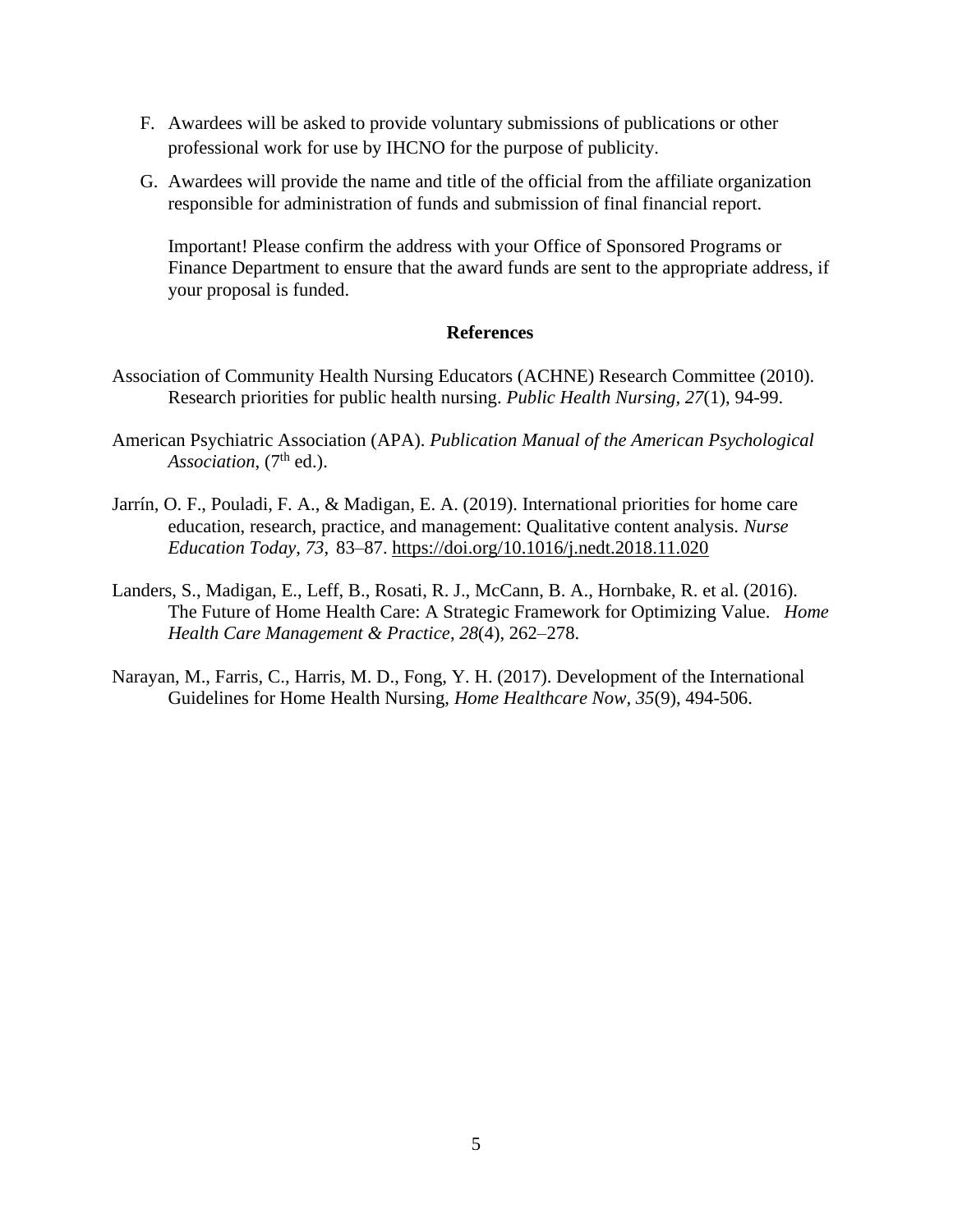F. Awardees will be asked to provide voluntary submissions of publications or other professional work for use by IHCNO for the purpose of publicity.

G. Awardees will provide the name and title of the official from the affiliate organization responsible for administration of funds and submission of final financial report.

   Important! Please confirm the address with your Office of Sponsored Programs or Finance Department to ensure that the award funds are sent to the appropriate address, if your proposal is funded.

## References

Association of Community Health Nursing Educators (ACHNE) Research Committee (2010). Research priorities for public health nursing. *Public Health Nursing, 27*(1), 94-99.

American Psychiatric Association (APA). *Publication Manual of the American Psychological Association*, (7th ed.).

Jarrín, O. F., Pouladi, F. A., & Madigan, E. A. (2019). International priorities for home care education, research, practice, and management: Qualitative content analysis. *Nurse Education Today*, *73*, 83–87. https://doi.org/10.1016/j.nedt.2018.11.020

Landers, S., Madigan, E., Leff, B., Rosati, R. J., McCann, B. A., Hornbake, R. et al. (2016). The Future of Home Health Care: A Strategic Framework for Optimizing Value. *Home Health Care Management & Practice*, *28*(4), 262–278.

Narayan, M., Farris, C., Harris, M. D., Fong, Y. H. (2017). Development of the International Guidelines for Home Health Nursing, *Home Healthcare Now*, *35*(9), 494-506.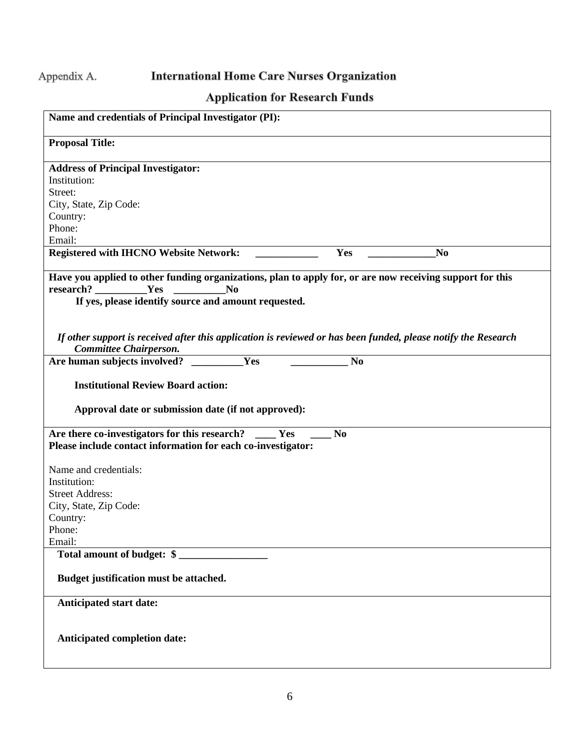Appendix A. **International Home Care Nurses Organization**

## Application for Research Funds

**Name and credentials of Principal Investigator (PI):**

**Proposal Title:**

**Address of Principal Investigator:**
Institution:
Street:
City, State, Zip Code:
Country:
Phone:
Email:

**Registered with IHCNO Website Network: ____________ Yes _____________No**

**Have you applied to other funding organizations, plan to apply for, or are now receiving support for this research? __________Yes __________No**

**If yes, please identify source and amount requested.**

***If other support is received after this application is reviewed or has been funded, please notify the Research Committee Chairperson.***

**Are human subjects involved? __________Yes ___________ No**

**Institutional Review Board action:**

**Approval date or submission date (if not approved):**

**Are there co-investigators for this research? ____ Yes ____ No**
**Please include contact information for each co-investigator:**

Name and credentials:
Institution:
Street Address:
City, State, Zip Code:
Country:
Phone:
Email:

**Total amount of budget: $ _________________**

**Budget justification must be attached.**

**Anticipated start date:**

**Anticipated completion date:**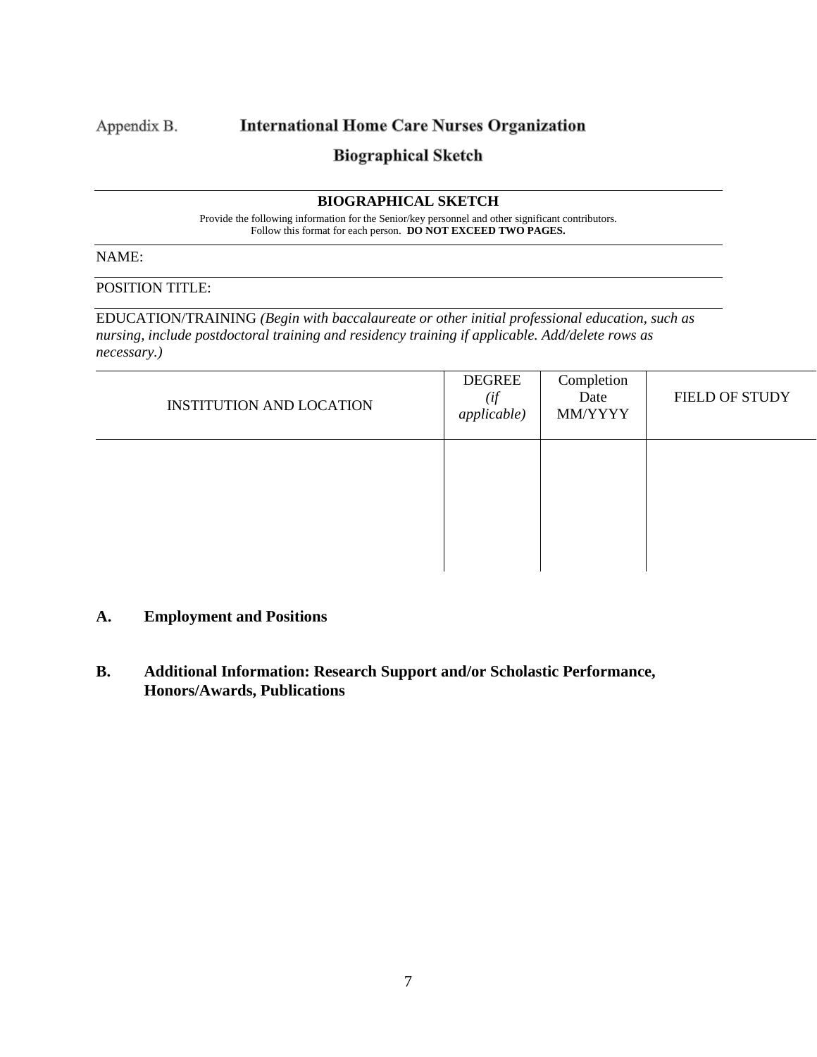Appendix B. **International Home Care Nurses Organization**

## Biographical Sketch

**BIOGRAPHICAL SKETCH**

Provide the following information for the Senior/key personnel and other significant contributors. Follow this format for each person. **DO NOT EXCEED TWO PAGES.**

NAME:

POSITION TITLE:

EDUCATION/TRAINING *(Begin with baccalaureate or other initial professional education, such as nursing, include postdoctoral training and residency training if applicable. Add/delete rows as necessary.)*

| INSTITUTION AND LOCATION | DEGREE *(if applicable)* | Completion Date MM/YYYY | FIELD OF STUDY |
| --- | --- | --- | --- |
| | | | |

**A. Employment and Positions**

**B. Additional Information: Research Support and/or Scholastic Performance, Honors/Awards, Publications**